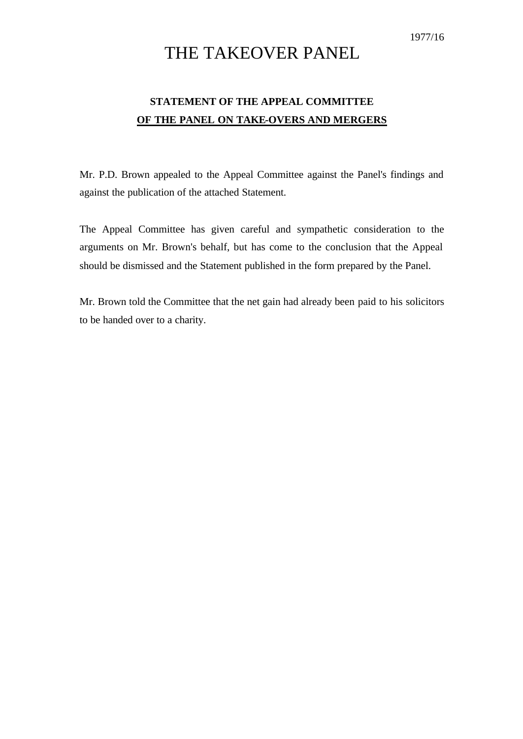1977/16

# THE TAKEOVER PANEL

## STATEMENT OF THE APPEAL COMMITTEE OF THE PANEL ON TAKE-OVERS AND MERGERS

Mr. P.D. Brown appealed to the Appeal Committee against the Panel's findings and against the publication of the attached Statement.

The Appeal Committee has given careful and sympathetic consideration to the arguments on Mr. Brown's behalf, but has come to the conclusion that the Appeal should be dismissed and the Statement published in the form prepared by the Panel.

Mr. Brown told the Committee that the net gain had already been paid to his solicitors to be handed over to a charity.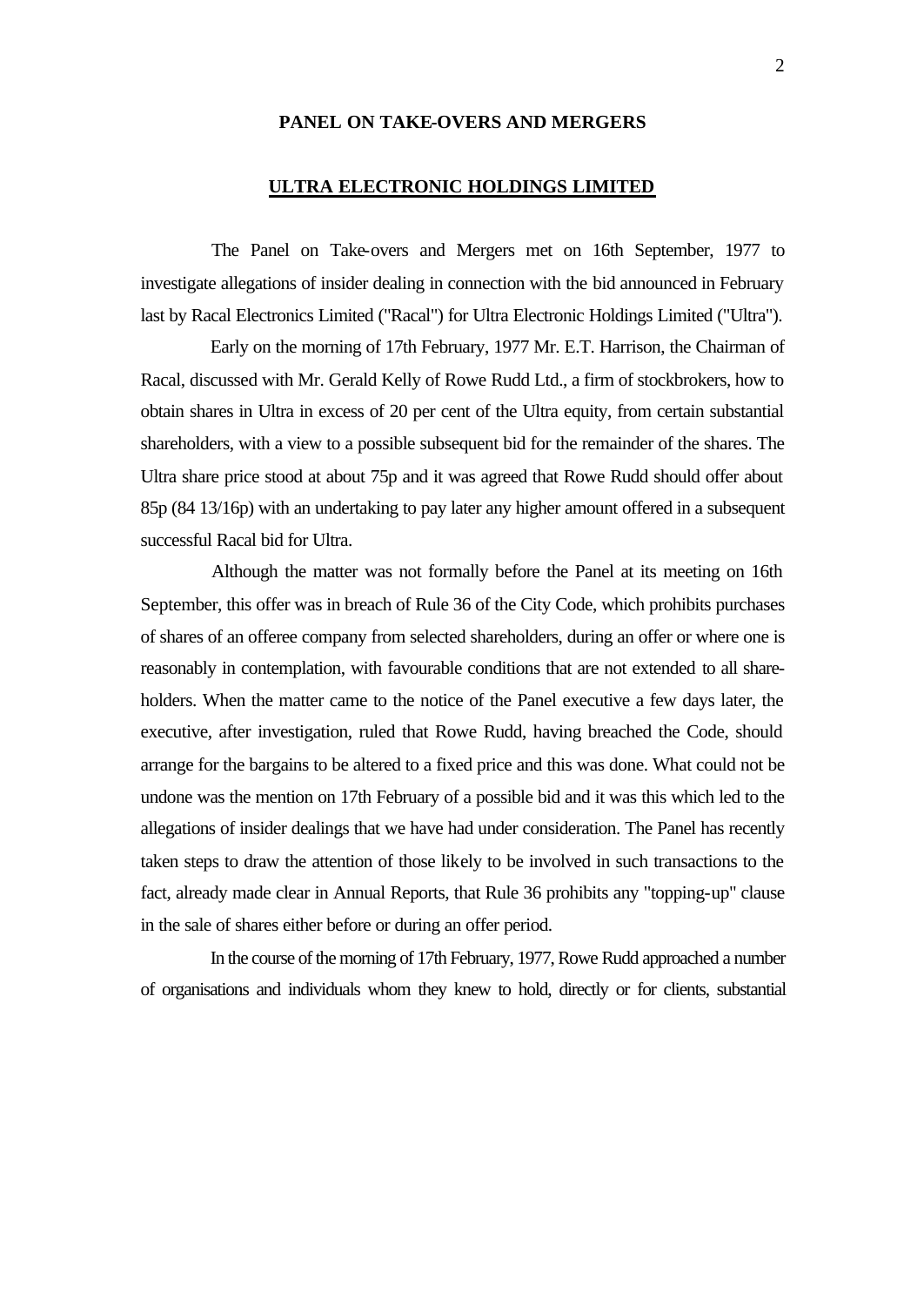**PANEL ON TAKE-OVERS AND MERGERS**

**ULTRA ELECTRONIC HOLDINGS LIMITED**

The Panel on Take-overs and Mergers met on 16th September, 1977 to investigate allegations of insider dealing in connection with the bid announced in February last by Racal Electronics Limited ("Racal") for Ultra Electronic Holdings Limited ("Ultra").

Early on the morning of 17th February, 1977 Mr. E.T. Harrison, the Chairman of Racal, discussed with Mr. Gerald Kelly of Rowe Rudd Ltd., a firm of stockbrokers, how to obtain shares in Ultra in excess of 20 per cent of the Ultra equity, from certain substantial shareholders, with a view to a possible subsequent bid for the remainder of the shares. The Ultra share price stood at about 75p and it was agreed that Rowe Rudd should offer about 85p (84 13/16p) with an undertaking to pay later any higher amount offered in a subsequent successful Racal bid for Ultra.

Although the matter was not formally before the Panel at its meeting on 16th September, this offer was in breach of Rule 36 of the City Code, which prohibits purchases of shares of an offeree company from selected shareholders, during an offer or where one is reasonably in contemplation, with favourable conditions that are not extended to all shareholders. When the matter came to the notice of the Panel executive a few days later, the executive, after investigation, ruled that Rowe Rudd, having breached the Code, should arrange for the bargains to be altered to a fixed price and this was done. What could not be undone was the mention on 17th February of a possible bid and it was this which led to the allegations of insider dealings that we have had under consideration. The Panel has recently taken steps to draw the attention of those likely to be involved in such transactions to the fact, already made clear in Annual Reports, that Rule 36 prohibits any "topping-up" clause in the sale of shares either before or during an offer period.

In the course of the morning of 17th February, 1977, Rowe Rudd approached a number of organisations and individuals whom they knew to hold, directly or for clients, substantial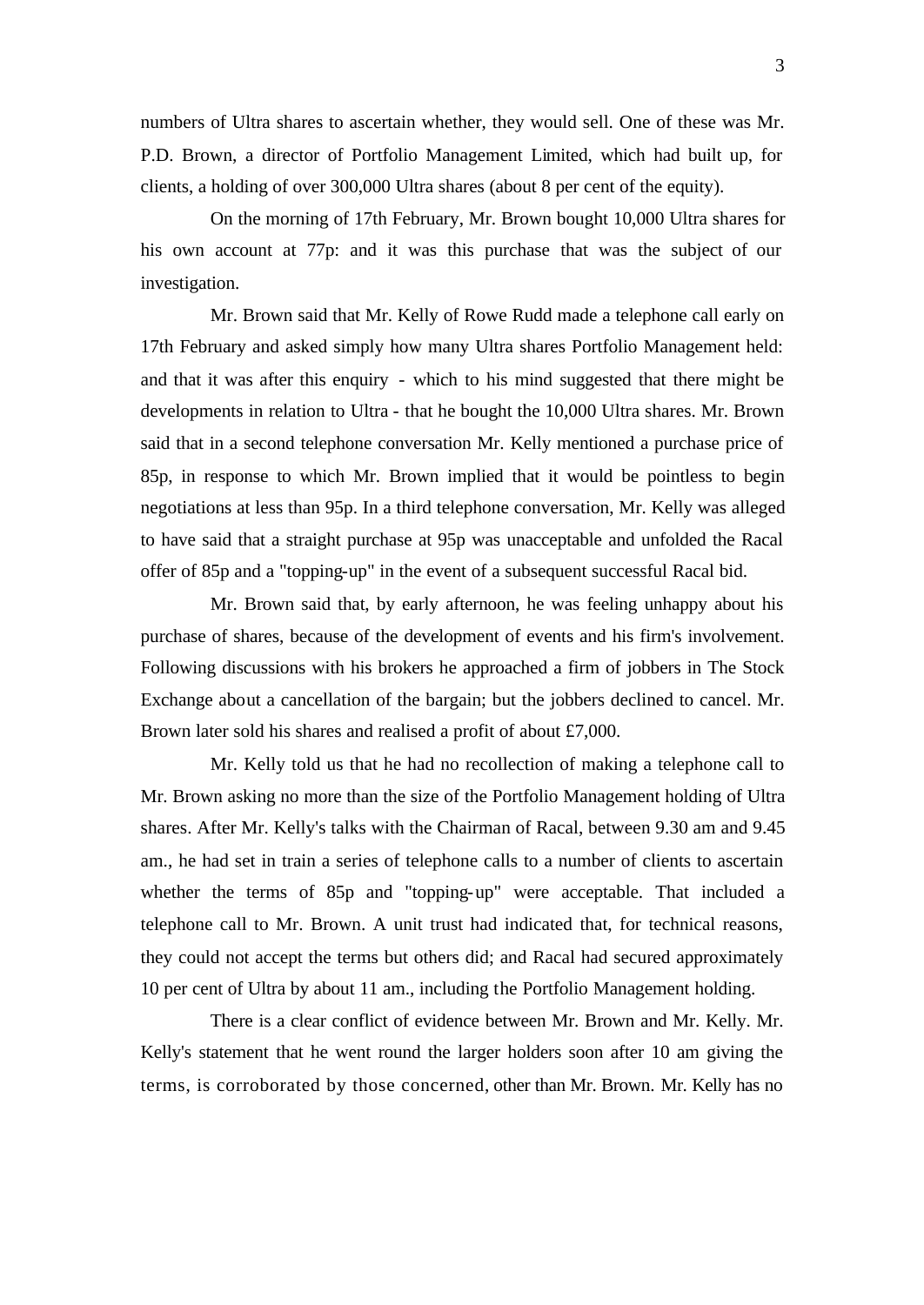numbers of Ultra shares to ascertain whether, they would sell. One of these was Mr. P.D. Brown, a director of Portfolio Management Limited, which had built up, for clients, a holding of over 300,000 Ultra shares (about 8 per cent of the equity).

On the morning of 17th February, Mr. Brown bought 10,000 Ultra shares for his own account at 77p: and it was this purchase that was the subject of our investigation.

Mr. Brown said that Mr. Kelly of Rowe Rudd made a telephone call early on 17th February and asked simply how many Ultra shares Portfolio Management held: and that it was after this enquiry - which to his mind suggested that there might be developments in relation to Ultra - that he bought the 10,000 Ultra shares. Mr. Brown said that in a second telephone conversation Mr. Kelly mentioned a purchase price of 85p, in response to which Mr. Brown implied that it would be pointless to begin negotiations at less than 95p. In a third telephone conversation, Mr. Kelly was alleged to have said that a straight purchase at 95p was unacceptable and unfolded the Racal offer of 85p and a "topping-up" in the event of a subsequent successful Racal bid.

Mr. Brown said that, by early afternoon, he was feeling unhappy about his purchase of shares, because of the development of events and his firm's involvement. Following discussions with his brokers he approached a firm of jobbers in The Stock Exchange about a cancellation of the bargain; but the jobbers declined to cancel. Mr. Brown later sold his shares and realised a profit of about £7,000.

Mr. Kelly told us that he had no recollection of making a telephone call to Mr. Brown asking no more than the size of the Portfolio Management holding of Ultra shares. After Mr. Kelly's talks with the Chairman of Racal, between 9.30 am and 9.45 am., he had set in train a series of telephone calls to a number of clients to ascertain whether the terms of 85p and "topping-up" were acceptable. That included a telephone call to Mr. Brown. A unit trust had indicated that, for technical reasons, they could not accept the terms but others did; and Racal had secured approximately 10 per cent of Ultra by about 11 am., including the Portfolio Management holding.

There is a clear conflict of evidence between Mr. Brown and Mr. Kelly. Mr. Kelly's statement that he went round the larger holders soon after 10 am giving the terms, is corroborated by those concerned, other than Mr. Brown. Mr. Kelly has no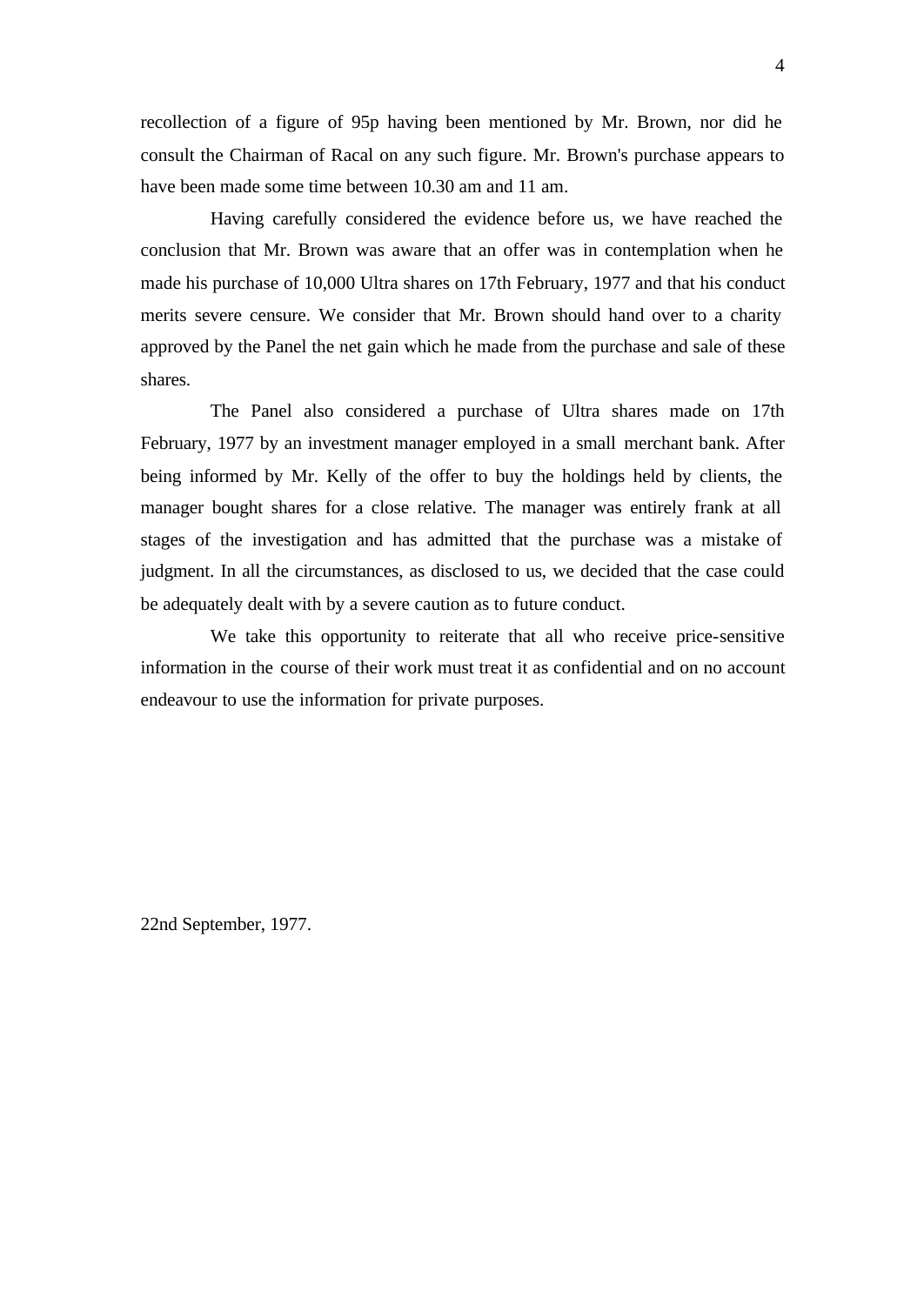recollection of a figure of 95p having been mentioned by Mr. Brown, nor did he consult the Chairman of Racal on any such figure. Mr. Brown's purchase appears to have been made some time between 10.30 am and 11 am.

Having carefully considered the evidence before us, we have reached the conclusion that Mr. Brown was aware that an offer was in contemplation when he made his purchase of 10,000 Ultra shares on 17th February, 1977 and that his conduct merits severe censure. We consider that Mr. Brown should hand over to a charity approved by the Panel the net gain which he made from the purchase and sale of these shares.

The Panel also considered a purchase of Ultra shares made on 17th February, 1977 by an investment manager employed in a small merchant bank. After being informed by Mr. Kelly of the offer to buy the holdings held by clients, the manager bought shares for a close relative. The manager was entirely frank at all stages of the investigation and has admitted that the purchase was a mistake of judgment. In all the circumstances, as disclosed to us, we decided that the case could be adequately dealt with by a severe caution as to future conduct.

We take this opportunity to reiterate that all who receive price-sensitive information in the course of their work must treat it as confidential and on no account endeavour to use the information for private purposes.

22nd September, 1977.